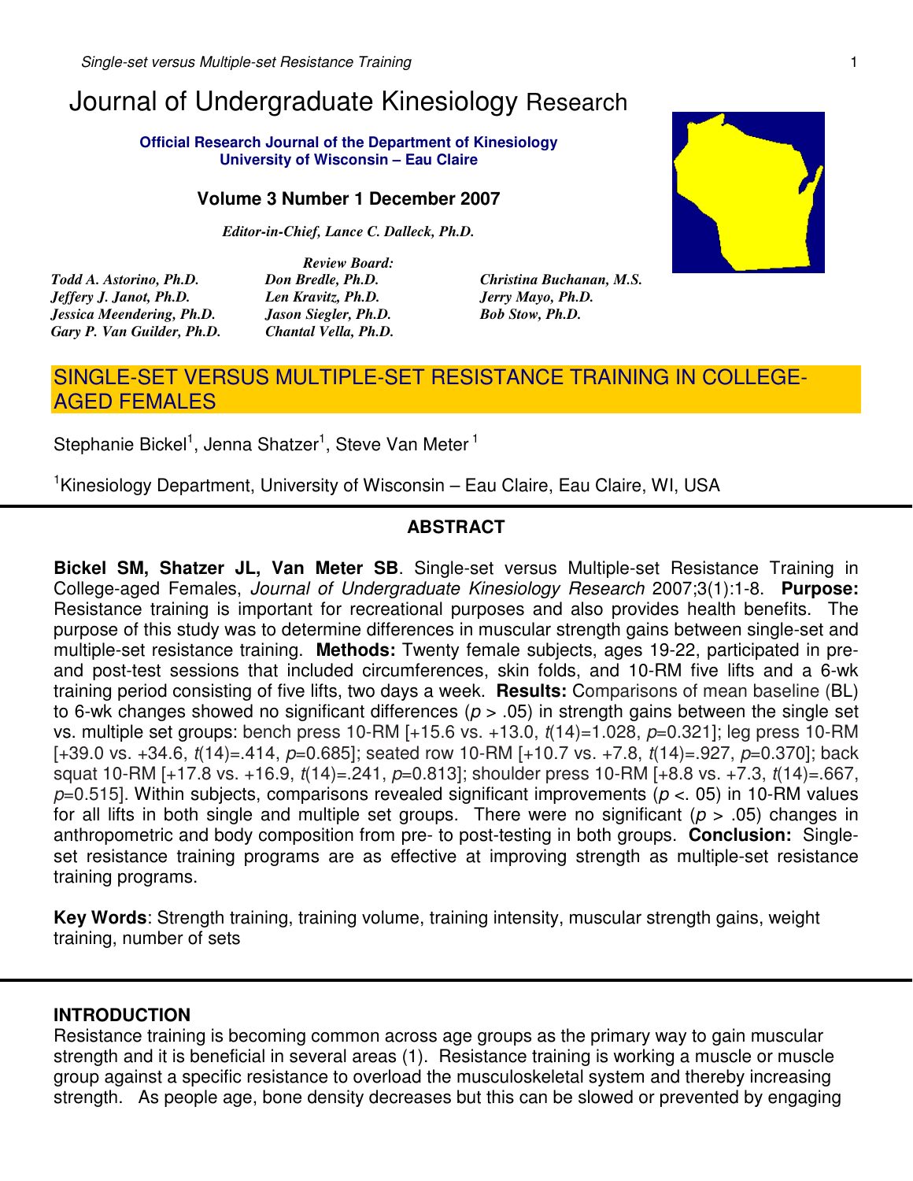# Journal of Undergraduate Kinesiology Research

**Official Research Journal of the Department of Kinesiology**
**University of Wisconsin – Eau Claire**

**Volume 3 Number 1 December 2007**

***Editor-in-Chief, Lance C. Dalleck, Ph.D.***

***Review Board:***

| | | |
|---|---|---|
| *Todd A. Astorino, Ph.D.* | *Don Bredle, Ph.D.* | *Christina Buchanan, M.S.* |
| *Jeffery J. Janot, Ph.D.* | *Len Kravitz, Ph.D.* | *Jerry Mayo, Ph.D.* |
| *Jessica Meendering, Ph.D.* | *Jason Siegler, Ph.D.* | *Bob Stow, Ph.D.* |
| *Gary P. Van Guilder, Ph.D.* | *Chantal Vella, Ph.D.* | |

## SINGLE-SET VERSUS MULTIPLE-SET RESISTANCE TRAINING IN COLLEGE-AGED FEMALES

Stephanie Bickel[1], Jenna Shatzer[1], Steve Van Meter[1]

[1]Kinesiology Department, University of Wisconsin – Eau Claire, Eau Claire, WI, USA

### ABSTRACT

**Bickel SM, Shatzer JL, Van Meter SB**. Single-set versus Multiple-set Resistance Training in College-aged Females, *Journal of Undergraduate Kinesiology Research* 2007;3(1):1-8. **Purpose:** Resistance training is important for recreational purposes and also provides health benefits. The purpose of this study was to determine differences in muscular strength gains between single-set and multiple-set resistance training. **Methods:** Twenty female subjects, ages 19-22, participated in pre- and post-test sessions that included circumferences, skin folds, and 10-RM five lifts and a 6-wk training period consisting of five lifts, two days a week. **Results:** Comparisons of mean baseline (BL) to 6-wk changes showed no significant differences ($p > .05$) in strength gains between the single set vs. multiple set groups: bench press 10-RM [+15.6 vs. +13.0, $t(14)=1.028$, $p=0.321$]; leg press 10-RM [+39.0 vs. +34.6, $t(14)=.414$, $p=0.685$]; seated row 10-RM [+10.7 vs. +7.8, $t(14)=.927$, $p=0.370$]; back squat 10-RM [+17.8 vs. +16.9, $t(14)=.241$, $p=0.813$]; shoulder press 10-RM [+8.8 vs. +7.3, $t(14)=.667$, $p=0.515$]. Within subjects, comparisons revealed significant improvements ($p < .05$) in 10-RM values for all lifts in both single and multiple set groups. There were no significant ($p > .05$) changes in anthropometric and body composition from pre- to post-testing in both groups. **Conclusion:** Single-set resistance training programs are as effective at improving strength as multiple-set resistance training programs.

**Key Words**: Strength training, training volume, training intensity, muscular strength gains, weight training, number of sets

### INTRODUCTION

Resistance training is becoming common across age groups as the primary way to gain muscular strength and it is beneficial in several areas (1). Resistance training is working a muscle or muscle group against a specific resistance to overload the musculoskeletal system and thereby increasing strength. As people age, bone density decreases but this can be slowed or prevented by engaging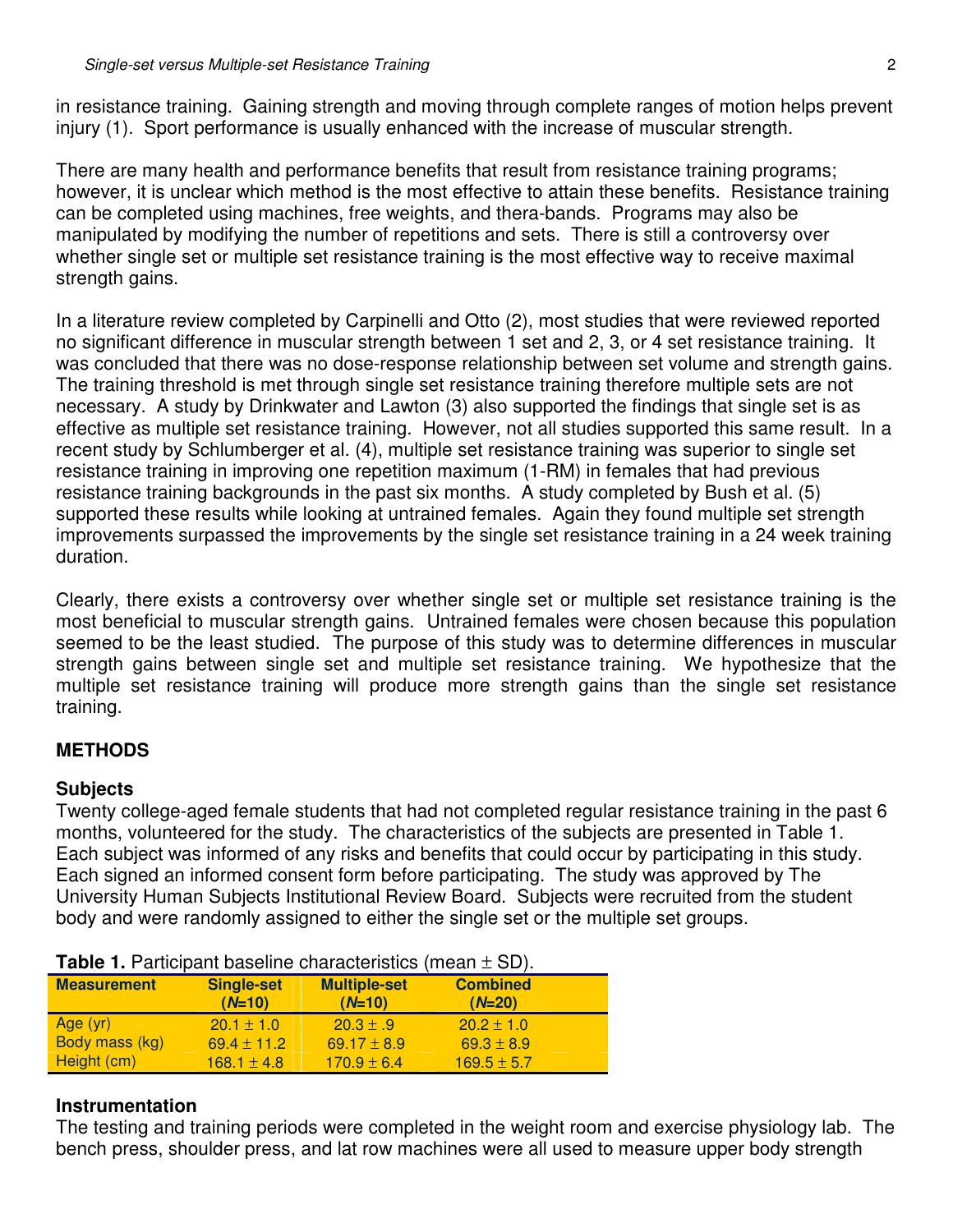in resistance training. Gaining strength and moving through complete ranges of motion helps prevent injury (1). Sport performance is usually enhanced with the increase of muscular strength.

There are many health and performance benefits that result from resistance training programs; however, it is unclear which method is the most effective to attain these benefits. Resistance training can be completed using machines, free weights, and thera-bands. Programs may also be manipulated by modifying the number of repetitions and sets. There is still a controversy over whether single set or multiple set resistance training is the most effective way to receive maximal strength gains.

In a literature review completed by Carpinelli and Otto (2), most studies that were reviewed reported no significant difference in muscular strength between 1 set and 2, 3, or 4 set resistance training. It was concluded that there was no dose-response relationship between set volume and strength gains. The training threshold is met through single set resistance training therefore multiple sets are not necessary. A study by Drinkwater and Lawton (3) also supported the findings that single set is as effective as multiple set resistance training. However, not all studies supported this same result. In a recent study by Schlumberger et al. (4), multiple set resistance training was superior to single set resistance training in improving one repetition maximum (1-RM) in females that had previous resistance training backgrounds in the past six months. A study completed by Bush et al. (5) supported these results while looking at untrained females. Again they found multiple set strength improvements surpassed the improvements by the single set resistance training in a 24 week training duration.

Clearly, there exists a controversy over whether single set or multiple set resistance training is the most beneficial to muscular strength gains. Untrained females were chosen because this population seemed to be the least studied. The purpose of this study was to determine differences in muscular strength gains between single set and multiple set resistance training. We hypothesize that the multiple set resistance training will produce more strength gains than the single set resistance training.

## METHODS

### Subjects

Twenty college-aged female students that had not completed regular resistance training in the past 6 months, volunteered for the study. The characteristics of the subjects are presented in Table 1. Each subject was informed of any risks and benefits that could occur by participating in this study. Each signed an informed consent form before participating. The study was approved by The University Human Subjects Institutional Review Board. Subjects were recruited from the student body and were randomly assigned to either the single set or the multiple set groups.

**Table 1.** Participant baseline characteristics (mean ± SD).

| Measurement | Single-set (*N*=10) | Multiple-set (*N*=10) | Combined (*N*=20) |
|---|---|---|---|
| Age (yr) | 20.1 ± 1.0 | 20.3 ± .9 | 20.2 ± 1.0 |
| Body mass (kg) | 69.4 ± 11.2 | 69.17 ± 8.9 | 69.3 ± 8.9 |
| Height (cm) | 168.1 ± 4.8 | 170.9 ± 6.4 | 169.5 ± 5.7 |

### Instrumentation

The testing and training periods were completed in the weight room and exercise physiology lab. The bench press, shoulder press, and lat row machines were all used to measure upper body strength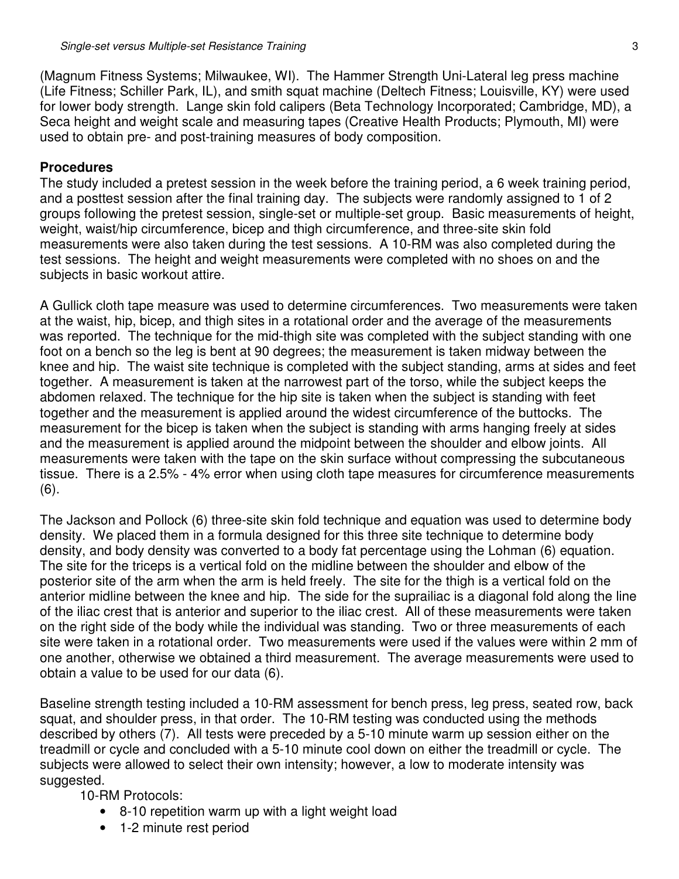(Magnum Fitness Systems; Milwaukee, WI). The Hammer Strength Uni-Lateral leg press machine (Life Fitness; Schiller Park, IL), and smith squat machine (Deltech Fitness; Louisville, KY) were used for lower body strength. Lange skin fold calipers (Beta Technology Incorporated; Cambridge, MD), a Seca height and weight scale and measuring tapes (Creative Health Products; Plymouth, MI) were used to obtain pre- and post-training measures of body composition.

**Procedures**

The study included a pretest session in the week before the training period, a 6 week training period, and a posttest session after the final training day. The subjects were randomly assigned to 1 of 2 groups following the pretest session, single-set or multiple-set group. Basic measurements of height, weight, waist/hip circumference, bicep and thigh circumference, and three-site skin fold measurements were also taken during the test sessions. A 10-RM was also completed during the test sessions. The height and weight measurements were completed with no shoes on and the subjects in basic workout attire.

A Gullick cloth tape measure was used to determine circumferences. Two measurements were taken at the waist, hip, bicep, and thigh sites in a rotational order and the average of the measurements was reported. The technique for the mid-thigh site was completed with the subject standing with one foot on a bench so the leg is bent at 90 degrees; the measurement is taken midway between the knee and hip. The waist site technique is completed with the subject standing, arms at sides and feet together. A measurement is taken at the narrowest part of the torso, while the subject keeps the abdomen relaxed. The technique for the hip site is taken when the subject is standing with feet together and the measurement is applied around the widest circumference of the buttocks. The measurement for the bicep is taken when the subject is standing with arms hanging freely at sides and the measurement is applied around the midpoint between the shoulder and elbow joints. All measurements were taken with the tape on the skin surface without compressing the subcutaneous tissue. There is a 2.5% - 4% error when using cloth tape measures for circumference measurements (6).

The Jackson and Pollock (6) three-site skin fold technique and equation was used to determine body density. We placed them in a formula designed for this three site technique to determine body density, and body density was converted to a body fat percentage using the Lohman (6) equation. The site for the triceps is a vertical fold on the midline between the shoulder and elbow of the posterior site of the arm when the arm is held freely. The site for the thigh is a vertical fold on the anterior midline between the knee and hip. The side for the suprailiac is a diagonal fold along the line of the iliac crest that is anterior and superior to the iliac crest. All of these measurements were taken on the right side of the body while the individual was standing. Two or three measurements of each site were taken in a rotational order. Two measurements were used if the values were within 2 mm of one another, otherwise we obtained a third measurement. The average measurements were used to obtain a value to be used for our data (6).

Baseline strength testing included a 10-RM assessment for bench press, leg press, seated row, back squat, and shoulder press, in that order. The 10-RM testing was conducted using the methods described by others (7). All tests were preceded by a 5-10 minute warm up session either on the treadmill or cycle and concluded with a 5-10 minute cool down on either the treadmill or cycle. The subjects were allowed to select their own intensity; however, a low to moderate intensity was suggested.

10-RM Protocols:

- 8-10 repetition warm up with a light weight load
- 1-2 minute rest period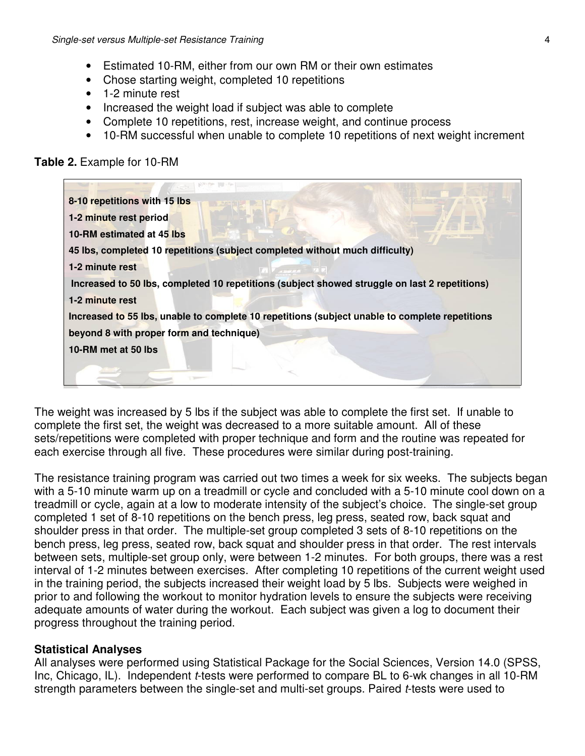- Estimated 10-RM, either from our own RM or their own estimates
- Chose starting weight, completed 10 repetitions
- 1-2 minute rest
- Increased the weight load if subject was able to complete
- Complete 10 repetitions, rest, increase weight, and continue process
- 10-RM successful when unable to complete 10 repetitions of next weight increment

**Table 2.** Example for 10-RM

**8-10 repetitions with 15 lbs**

**1-2 minute rest period**

**10-RM estimated at 45 lbs**

**45 lbs, completed 10 repetitions (subject completed without much difficulty)**

**1-2 minute rest**

**Increased to 50 lbs, completed 10 repetitions (subject showed struggle on last 2 repetitions)**

**1-2 minute rest**

**Increased to 55 lbs, unable to complete 10 repetitions (subject unable to complete repetitions beyond 8 with proper form and technique)**

**10-RM met at 50 lbs**

The weight was increased by 5 lbs if the subject was able to complete the first set. If unable to complete the first set, the weight was decreased to a more suitable amount. All of these sets/repetitions were completed with proper technique and form and the routine was repeated for each exercise through all five. These procedures were similar during post-training.

The resistance training program was carried out two times a week for six weeks. The subjects began with a 5-10 minute warm up on a treadmill or cycle and concluded with a 5-10 minute cool down on a treadmill or cycle, again at a low to moderate intensity of the subject's choice. The single-set group completed 1 set of 8-10 repetitions on the bench press, leg press, seated row, back squat and shoulder press in that order. The multiple-set group completed 3 sets of 8-10 repetitions on the bench press, leg press, seated row, back squat and shoulder press in that order. The rest intervals between sets, multiple-set group only, were between 1-2 minutes. For both groups, there was a rest interval of 1-2 minutes between exercises. After completing 10 repetitions of the current weight used in the training period, the subjects increased their weight load by 5 lbs. Subjects were weighed in prior to and following the workout to monitor hydration levels to ensure the subjects were receiving adequate amounts of water during the workout. Each subject was given a log to document their progress throughout the training period.

### Statistical Analyses

All analyses were performed using Statistical Package for the Social Sciences, Version 14.0 (SPSS, Inc, Chicago, IL). Independent *t*-tests were performed to compare BL to 6-wk changes in all 10-RM strength parameters between the single-set and multi-set groups. Paired *t*-tests were used to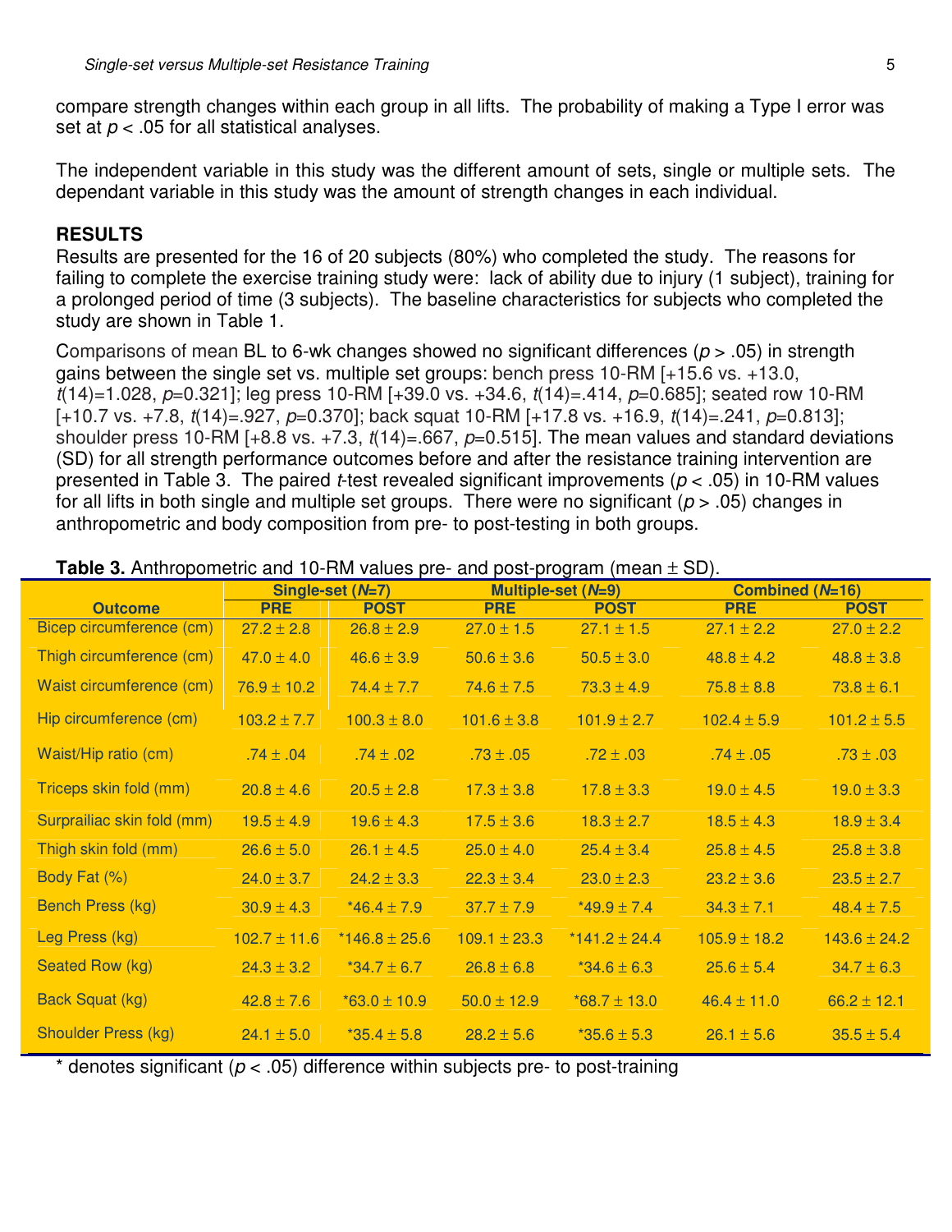compare strength changes within each group in all lifts. The probability of making a Type I error was set at $p < .05$ for all statistical analyses.

The independent variable in this study was the different amount of sets, single or multiple sets. The dependant variable in this study was the amount of strength changes in each individual.

## RESULTS

Results are presented for the 16 of 20 subjects (80%) who completed the study. The reasons for failing to complete the exercise training study were: lack of ability due to injury (1 subject), training for a prolonged period of time (3 subjects). The baseline characteristics for subjects who completed the study are shown in Table 1.

Comparisons of mean BL to 6-wk changes showed no significant differences ($p > .05$) in strength gains between the single set vs. multiple set groups: bench press 10-RM [+15.6 vs. +13.0, $t(14)=1.028$, $p=0.321$]; leg press 10-RM [+39.0 vs. +34.6, $t(14)=.414$, $p=0.685$]; seated row 10-RM [+10.7 vs. +7.8, $t(14)=.927$, $p=0.370$]; back squat 10-RM [+17.8 vs. +16.9, $t(14)=.241$, $p=0.813$]; shoulder press 10-RM [+8.8 vs. +7.3, $t(14)=.667$, $p=0.515$]. The mean values and standard deviations (SD) for all strength performance outcomes before and after the resistance training intervention are presented in Table 3. The paired $t$-test revealed significant improvements ($p < .05$) in 10-RM values for all lifts in both single and multiple set groups. There were no significant ($p > .05$) changes in anthropometric and body composition from pre- to post-testing in both groups.

**Table 3.** Anthropometric and 10-RM values pre- and post-program (mean ± SD).

| Outcome | Single-set (*N*=7) | | Multiple-set (*N*=9) | | Combined (*N*=16) | |
|---|---|---|---|---|---|---|
| | PRE | POST | PRE | POST | PRE | POST |
| Bicep circumference (cm) | 27.2 ± 2.8 | 26.8 ± 2.9 | 27.0 ± 1.5 | 27.1 ± 1.5 | 27.1 ± 2.2 | 27.0 ± 2.2 |
| Thigh circumference (cm) | 47.0 ± 4.0 | 46.6 ± 3.9 | 50.6 ± 3.6 | 50.5 ± 3.0 | 48.8 ± 4.2 | 48.8 ± 3.8 |
| Waist circumference (cm) | 76.9 ± 10.2 | 74.4 ± 7.7 | 74.6 ± 7.5 | 73.3 ± 4.9 | 75.8 ± 8.8 | 73.8 ± 6.1 |
| Hip circumference (cm) | 103.2 ± 7.7 | 100.3 ± 8.0 | 101.6 ± 3.8 | 101.9 ± 2.7 | 102.4 ± 5.9 | 101.2 ± 5.5 |
| Waist/Hip ratio (cm) | .74 ± .04 | .74 ± .02 | .73 ± .05 | .72 ± .03 | .74 ± .05 | .73 ± .03 |
| Triceps skin fold (mm) | 20.8 ± 4.6 | 20.5 ± 2.8 | 17.3 ± 3.8 | 17.8 ± 3.3 | 19.0 ± 4.5 | 19.0 ± 3.3 |
| Surprailiac skin fold (mm) | 19.5 ± 4.9 | 19.6 ± 4.3 | 17.5 ± 3.6 | 18.3 ± 2.7 | 18.5 ± 4.3 | 18.9 ± 3.4 |
| Thigh skin fold (mm) | 26.6 ± 5.0 | 26.1 ± 4.5 | 25.0 ± 4.0 | 25.4 ± 3.4 | 25.8 ± 4.5 | 25.8 ± 3.8 |
| Body Fat (%) | 24.0 ± 3.7 | 24.2 ± 3.3 | 22.3 ± 3.4 | 23.0 ± 2.3 | 23.2 ± 3.6 | 23.5 ± 2.7 |
| Bench Press (kg) | 30.9 ± 4.3 | *46.4 ± 7.9 | 37.7 ± 7.9 | *49.9 ± 7.4 | 34.3 ± 7.1 | 48.4 ± 7.5 |
| Leg Press (kg) | 102.7 ± 11.6 | *146.8 ± 25.6 | 109.1 ± 23.3 | *141.2 ± 24.4 | 105.9 ± 18.2 | 143.6 ± 24.2 |
| Seated Row (kg) | 24.3 ± 3.2 | *34.7 ± 6.7 | 26.8 ± 6.8 | *34.6 ± 6.3 | 25.6 ± 5.4 | 34.7 ± 6.3 |
| Back Squat (kg) | 42.8 ± 7.6 | *63.0 ± 10.9 | 50.0 ± 12.9 | *68.7 ± 13.0 | 46.4 ± 11.0 | 66.2 ± 12.1 |
| Shoulder Press (kg) | 24.1 ± 5.0 | *35.4 ± 5.8 | 28.2 ± 5.6 | *35.6 ± 5.3 | 26.1 ± 5.6 | 35.5 ± 5.4 |

\* denotes significant ($p < .05$) difference within subjects pre- to post-training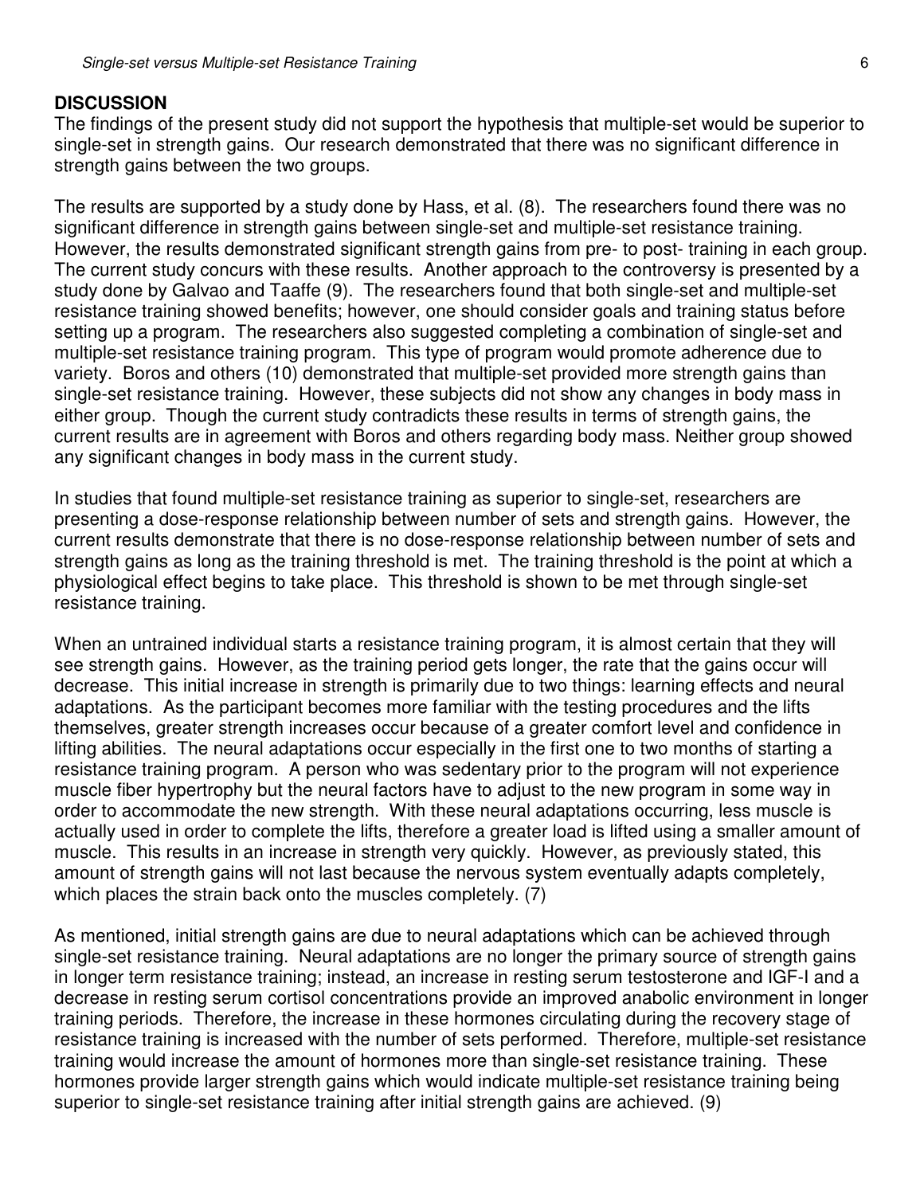## DISCUSSION

The findings of the present study did not support the hypothesis that multiple-set would be superior to single-set in strength gains. Our research demonstrated that there was no significant difference in strength gains between the two groups.

The results are supported by a study done by Hass, et al. (8). The researchers found there was no significant difference in strength gains between single-set and multiple-set resistance training. However, the results demonstrated significant strength gains from pre- to post- training in each group. The current study concurs with these results. Another approach to the controversy is presented by a study done by Galvao and Taaffe (9). The researchers found that both single-set and multiple-set resistance training showed benefits; however, one should consider goals and training status before setting up a program. The researchers also suggested completing a combination of single-set and multiple-set resistance training program. This type of program would promote adherence due to variety. Boros and others (10) demonstrated that multiple-set provided more strength gains than single-set resistance training. However, these subjects did not show any changes in body mass in either group. Though the current study contradicts these results in terms of strength gains, the current results are in agreement with Boros and others regarding body mass. Neither group showed any significant changes in body mass in the current study.

In studies that found multiple-set resistance training as superior to single-set, researchers are presenting a dose-response relationship between number of sets and strength gains. However, the current results demonstrate that there is no dose-response relationship between number of sets and strength gains as long as the training threshold is met. The training threshold is the point at which a physiological effect begins to take place. This threshold is shown to be met through single-set resistance training.

When an untrained individual starts a resistance training program, it is almost certain that they will see strength gains. However, as the training period gets longer, the rate that the gains occur will decrease. This initial increase in strength is primarily due to two things: learning effects and neural adaptations. As the participant becomes more familiar with the testing procedures and the lifts themselves, greater strength increases occur because of a greater comfort level and confidence in lifting abilities. The neural adaptations occur especially in the first one to two months of starting a resistance training program. A person who was sedentary prior to the program will not experience muscle fiber hypertrophy but the neural factors have to adjust to the new program in some way in order to accommodate the new strength. With these neural adaptations occurring, less muscle is actually used in order to complete the lifts, therefore a greater load is lifted using a smaller amount of muscle. This results in an increase in strength very quickly. However, as previously stated, this amount of strength gains will not last because the nervous system eventually adapts completely, which places the strain back onto the muscles completely. (7)

As mentioned, initial strength gains are due to neural adaptations which can be achieved through single-set resistance training. Neural adaptations are no longer the primary source of strength gains in longer term resistance training; instead, an increase in resting serum testosterone and IGF-I and a decrease in resting serum cortisol concentrations provide an improved anabolic environment in longer training periods. Therefore, the increase in these hormones circulating during the recovery stage of resistance training is increased with the number of sets performed. Therefore, multiple-set resistance training would increase the amount of hormones more than single-set resistance training. These hormones provide larger strength gains which would indicate multiple-set resistance training being superior to single-set resistance training after initial strength gains are achieved. (9)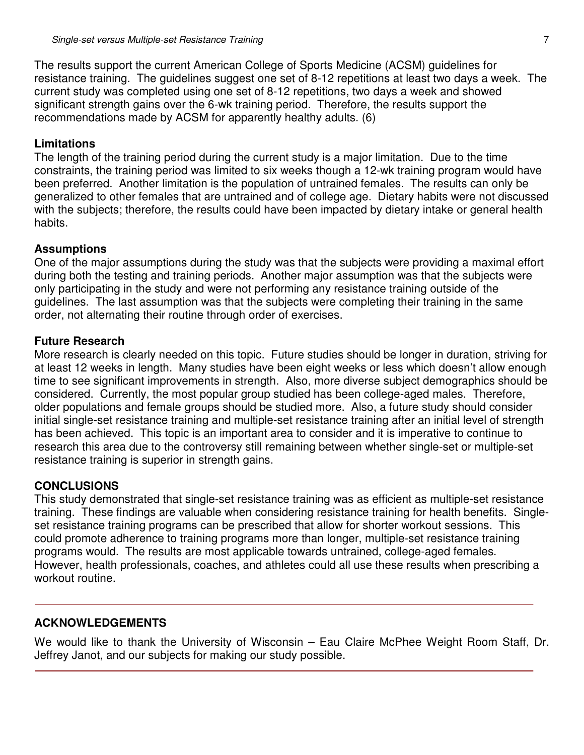The results support the current American College of Sports Medicine (ACSM) guidelines for resistance training. The guidelines suggest one set of 8-12 repetitions at least two days a week. The current study was completed using one set of 8-12 repetitions, two days a week and showed significant strength gains over the 6-wk training period. Therefore, the results support the recommendations made by ACSM for apparently healthy adults. (6)

### Limitations

The length of the training period during the current study is a major limitation. Due to the time constraints, the training period was limited to six weeks though a 12-wk training program would have been preferred. Another limitation is the population of untrained females. The results can only be generalized to other females that are untrained and of college age. Dietary habits were not discussed with the subjects; therefore, the results could have been impacted by dietary intake or general health habits.

### Assumptions

One of the major assumptions during the study was that the subjects were providing a maximal effort during both the testing and training periods. Another major assumption was that the subjects were only participating in the study and were not performing any resistance training outside of the guidelines. The last assumption was that the subjects were completing their training in the same order, not alternating their routine through order of exercises.

### Future Research

More research is clearly needed on this topic. Future studies should be longer in duration, striving for at least 12 weeks in length. Many studies have been eight weeks or less which doesn't allow enough time to see significant improvements in strength. Also, more diverse subject demographics should be considered. Currently, the most popular group studied has been college-aged males. Therefore, older populations and female groups should be studied more. Also, a future study should consider initial single-set resistance training and multiple-set resistance training after an initial level of strength has been achieved. This topic is an important area to consider and it is imperative to continue to research this area due to the controversy still remaining between whether single-set or multiple-set resistance training is superior in strength gains.

## CONCLUSIONS

This study demonstrated that single-set resistance training was as efficient as multiple-set resistance training. These findings are valuable when considering resistance training for health benefits. Single-set resistance training programs can be prescribed that allow for shorter workout sessions. This could promote adherence to training programs more than longer, multiple-set resistance training programs would. The results are most applicable towards untrained, college-aged females. However, health professionals, coaches, and athletes could all use these results when prescribing a workout routine.

## ACKNOWLEDGEMENTS

We would like to thank the University of Wisconsin – Eau Claire McPhee Weight Room Staff, Dr. Jeffrey Janot, and our subjects for making our study possible.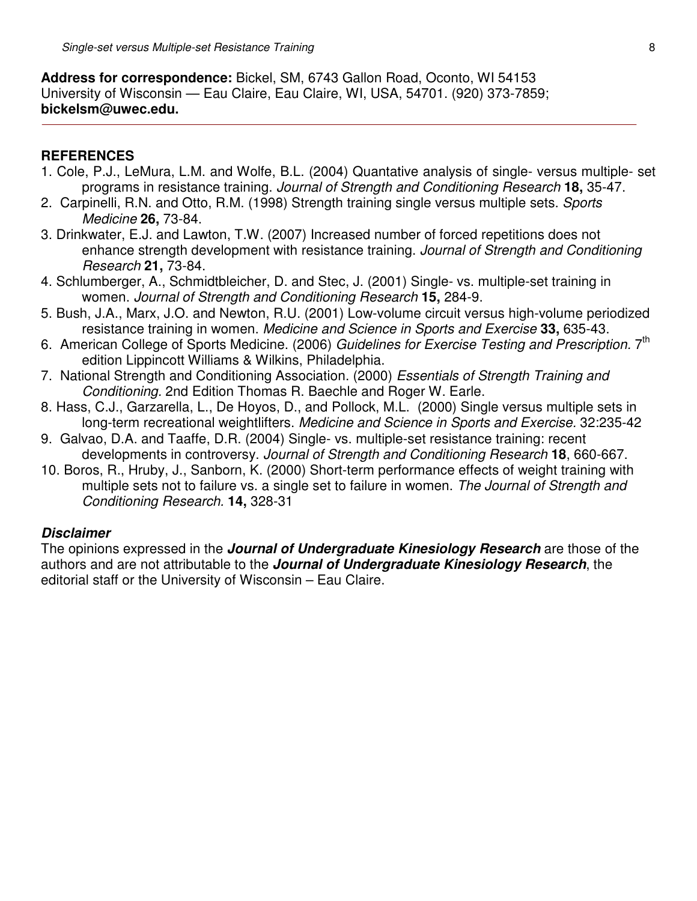**Address for correspondence:** Bickel, SM, 6743 Gallon Road, Oconto, WI 54153
University of Wisconsin — Eau Claire, Eau Claire, WI, USA, 54701. (920) 373-7859;
**bickelsm@uwec.edu.**

---

## REFERENCES

1. Cole, P.J., LeMura, L.M. and Wolfe, B.L. (2004) Quantative analysis of single- versus multiple- set programs in resistance training. *Journal of Strength and Conditioning Research* **18,** 35-47.
2. Carpinelli, R.N. and Otto, R.M. (1998) Strength training single versus multiple sets. *Sports Medicine* **26,** 73-84.
3. Drinkwater, E.J. and Lawton, T.W. (2007) Increased number of forced repetitions does not enhance strength development with resistance training. *Journal of Strength and Conditioning Research* **21,** 73-84.
4. Schlumberger, A., Schmidtbleicher, D. and Stec, J. (2001) Single- vs. multiple-set training in women. *Journal of Strength and Conditioning Research* **15,** 284-9.
5. Bush, J.A., Marx, J.O. and Newton, R.U. (2001) Low-volume circuit versus high-volume periodized resistance training in women. *Medicine and Science in Sports and Exercise* **33,** 635-43.
6. American College of Sports Medicine. (2006) *Guidelines for Exercise Testing and Prescription.* 7th edition Lippincott Williams & Wilkins, Philadelphia.
7. National Strength and Conditioning Association. (2000) *Essentials of Strength Training and Conditioning.* 2nd Edition Thomas R. Baechle and Roger W. Earle.
8. Hass, C.J., Garzarella, L., De Hoyos, D., and Pollock, M.L. (2000) Single versus multiple sets in long-term recreational weightlifters. *Medicine and Science in Sports and Exercise.* 32:235-42
9. Galvao, D.A. and Taaffe, D.R. (2004) Single- vs. multiple-set resistance training: recent developments in controversy. *Journal of Strength and Conditioning Research* **18**, 660-667.
10. Boros, R., Hruby, J., Sanborn, K. (2000) Short-term performance effects of weight training with multiple sets not to failure vs. a single set to failure in women. *The Journal of Strength and Conditioning Research.* **14,** 328-31

### *Disclaimer*

The opinions expressed in the ***Journal of Undergraduate Kinesiology Research*** are those of the authors and are not attributable to the ***Journal of Undergraduate Kinesiology Research***, the editorial staff or the University of Wisconsin – Eau Claire.